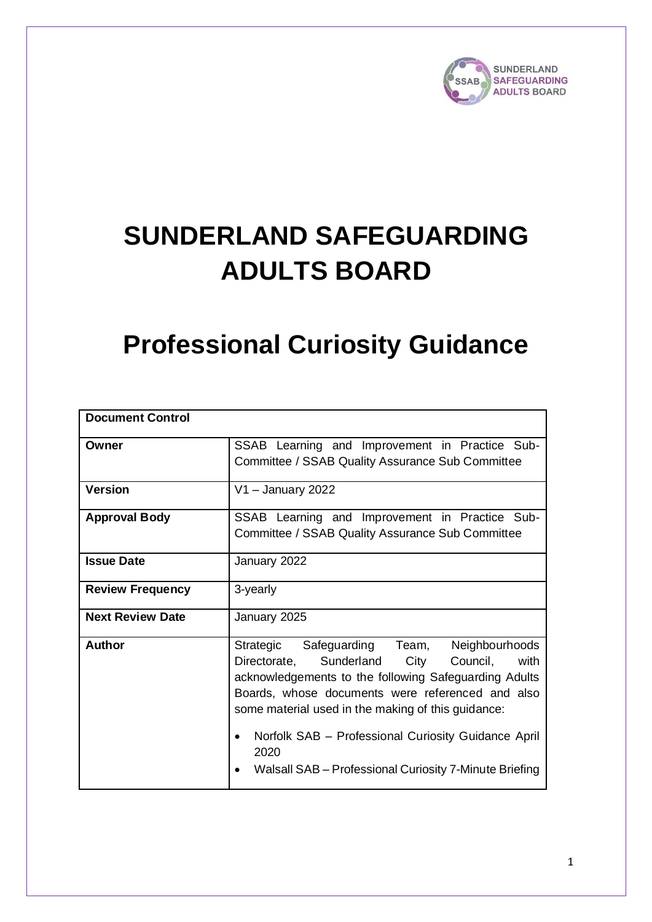SUNDERLAND SAFEGUARDING ADULTS BOARD

# SUNDERLAND SAFEGUARDING ADULTS BOARD

# Professional Curiosity Guidance

| Document Control | |
|---|---|
| **Owner** | SSAB Learning and Improvement in Practice Sub-Committee / SSAB Quality Assurance Sub Committee |
| **Version** | V1 – January 2022 |
| **Approval Body** | SSAB Learning and Improvement in Practice Sub-Committee / SSAB Quality Assurance Sub Committee |
| **Issue Date** | January 2022 |
| **Review Frequency** | 3-yearly |
| **Next Review Date** | January 2025 |
| **Author** | Strategic Safeguarding Team, Neighbourhoods Directorate, Sunderland City Council, with acknowledgements to the following Safeguarding Adults Boards, whose documents were referenced and also some material used in the making of this guidance:<br>• Norfolk SAB – Professional Curiosity Guidance April 2020<br>• Walsall SAB – Professional Curiosity 7-Minute Briefing |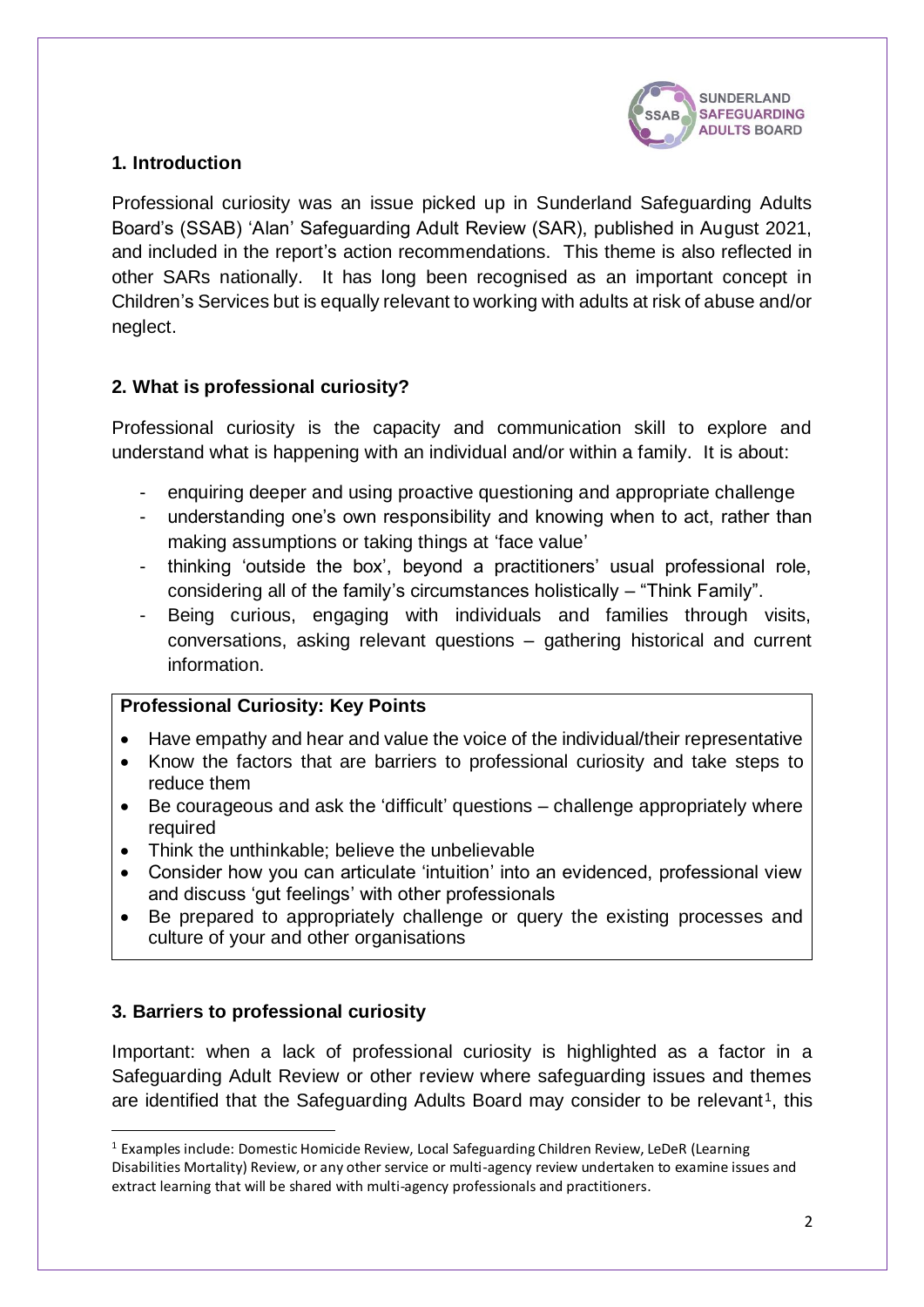## 1. Introduction

Professional curiosity was an issue picked up in Sunderland Safeguarding Adults Board's (SSAB) 'Alan' Safeguarding Adult Review (SAR), published in August 2021, and included in the report's action recommendations. This theme is also reflected in other SARs nationally. It has long been recognised as an important concept in Children's Services but is equally relevant to working with adults at risk of abuse and/or neglect.

## 2. What is professional curiosity?

Professional curiosity is the capacity and communication skill to explore and understand what is happening with an individual and/or within a family. It is about:

- enquiring deeper and using proactive questioning and appropriate challenge
- understanding one's own responsibility and knowing when to act, rather than making assumptions or taking things at 'face value'
- thinking 'outside the box', beyond a practitioners' usual professional role, considering all of the family's circumstances holistically – "Think Family".
- Being curious, engaging with individuals and families through visits, conversations, asking relevant questions – gathering historical and current information.

**Professional Curiosity: Key Points**

- Have empathy and hear and value the voice of the individual/their representative
- Know the factors that are barriers to professional curiosity and take steps to reduce them
- Be courageous and ask the 'difficult' questions – challenge appropriately where required
- Think the unthinkable; believe the unbelievable
- Consider how you can articulate 'intuition' into an evidenced, professional view and discuss 'gut feelings' with other professionals
- Be prepared to appropriately challenge or query the existing processes and culture of your and other organisations

## 3. Barriers to professional curiosity

Important: when a lack of professional curiosity is highlighted as a factor in a Safeguarding Adult Review or other review where safeguarding issues and themes are identified that the Safeguarding Adults Board may consider to be relevant[1], this

[1] Examples include: Domestic Homicide Review, Local Safeguarding Children Review, LeDeR (Learning Disabilities Mortality) Review, or any other service or multi-agency review undertaken to examine issues and extract learning that will be shared with multi-agency professionals and practitioners.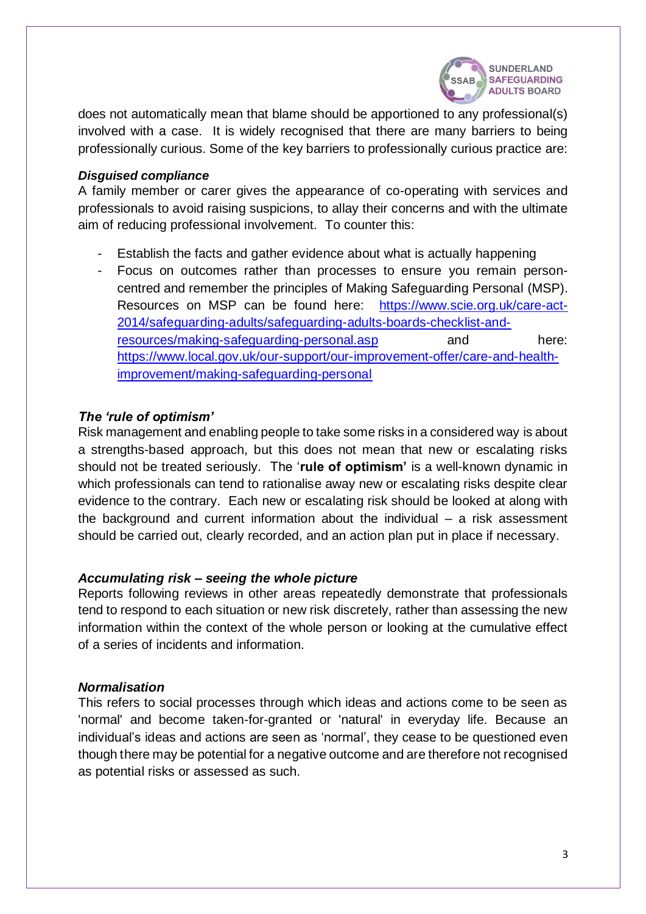does not automatically mean that blame should be apportioned to any professional(s) involved with a case. It is widely recognised that there are many barriers to being professionally curious. Some of the key barriers to professionally curious practice are:

***Disguised compliance***

A family member or carer gives the appearance of co-operating with services and professionals to avoid raising suspicions, to allay their concerns and with the ultimate aim of reducing professional involvement. To counter this:

- Establish the facts and gather evidence about what is actually happening
- Focus on outcomes rather than processes to ensure you remain person-centred and remember the principles of Making Safeguarding Personal (MSP). Resources on MSP can be found here: [https://www.scie.org.uk/care-act-2014/safeguarding-adults/safeguarding-adults-boards-checklist-and-resources/making-safeguarding-personal.asp](https://www.scie.org.uk/care-act-2014/safeguarding-adults/safeguarding-adults-boards-checklist-and-resources/making-safeguarding-personal.asp) and here: [https://www.local.gov.uk/our-support/our-improvement-offer/care-and-health-improvement/making-safeguarding-personal](https://www.local.gov.uk/our-support/our-improvement-offer/care-and-health-improvement/making-safeguarding-personal)

***The 'rule of optimism'***

Risk management and enabling people to take some risks in a considered way is about a strengths-based approach, but this does not mean that new or escalating risks should not be treated seriously. The '**rule of optimism'** is a well-known dynamic in which professionals can tend to rationalise away new or escalating risks despite clear evidence to the contrary. Each new or escalating risk should be looked at along with the background and current information about the individual – a risk assessment should be carried out, clearly recorded, and an action plan put in place if necessary.

***Accumulating risk – seeing the whole picture***

Reports following reviews in other areas repeatedly demonstrate that professionals tend to respond to each situation or new risk discretely, rather than assessing the new information within the context of the whole person or looking at the cumulative effect of a series of incidents and information.

***Normalisation***

This refers to social processes through which ideas and actions come to be seen as 'normal' and become taken-for-granted or 'natural' in everyday life. Because an individual's ideas and actions are seen as 'normal', they cease to be questioned even though there may be potential for a negative outcome and are therefore not recognised as potential risks or assessed as such.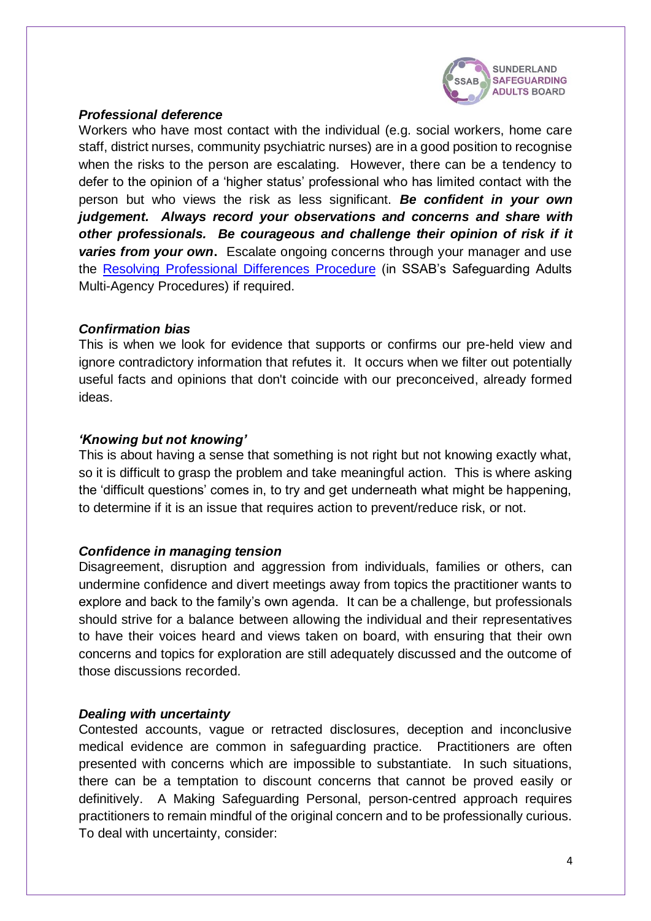### *Professional deference*

Workers who have most contact with the individual (e.g. social workers, home care staff, district nurses, community psychiatric nurses) are in a good position to recognise when the risks to the person are escalating. However, there can be a tendency to defer to the opinion of a 'higher status' professional who has limited contact with the person but who views the risk as less significant. ***Be confident in your own judgement. Always record your observations and concerns and share with other professionals. Be courageous and challenge their opinion of risk if it varies from your own*.** Escalate ongoing concerns through your manager and use the Resolving Professional Differences Procedure (in SSAB's Safeguarding Adults Multi-Agency Procedures) if required.

### *Confirmation bias*

This is when we look for evidence that supports or confirms our pre-held view and ignore contradictory information that refutes it. It occurs when we filter out potentially useful facts and opinions that don't coincide with our preconceived, already formed ideas.

### *'Knowing but not knowing'*

This is about having a sense that something is not right but not knowing exactly what, so it is difficult to grasp the problem and take meaningful action. This is where asking the 'difficult questions' comes in, to try and get underneath what might be happening, to determine if it is an issue that requires action to prevent/reduce risk, or not.

### *Confidence in managing tension*

Disagreement, disruption and aggression from individuals, families or others, can undermine confidence and divert meetings away from topics the practitioner wants to explore and back to the family's own agenda. It can be a challenge, but professionals should strive for a balance between allowing the individual and their representatives to have their voices heard and views taken on board, with ensuring that their own concerns and topics for exploration are still adequately discussed and the outcome of those discussions recorded.

### *Dealing with uncertainty*

Contested accounts, vague or retracted disclosures, deception and inconclusive medical evidence are common in safeguarding practice. Practitioners are often presented with concerns which are impossible to substantiate. In such situations, there can be a temptation to discount concerns that cannot be proved easily or definitively. A Making Safeguarding Personal, person-centred approach requires practitioners to remain mindful of the original concern and to be professionally curious. To deal with uncertainty, consider: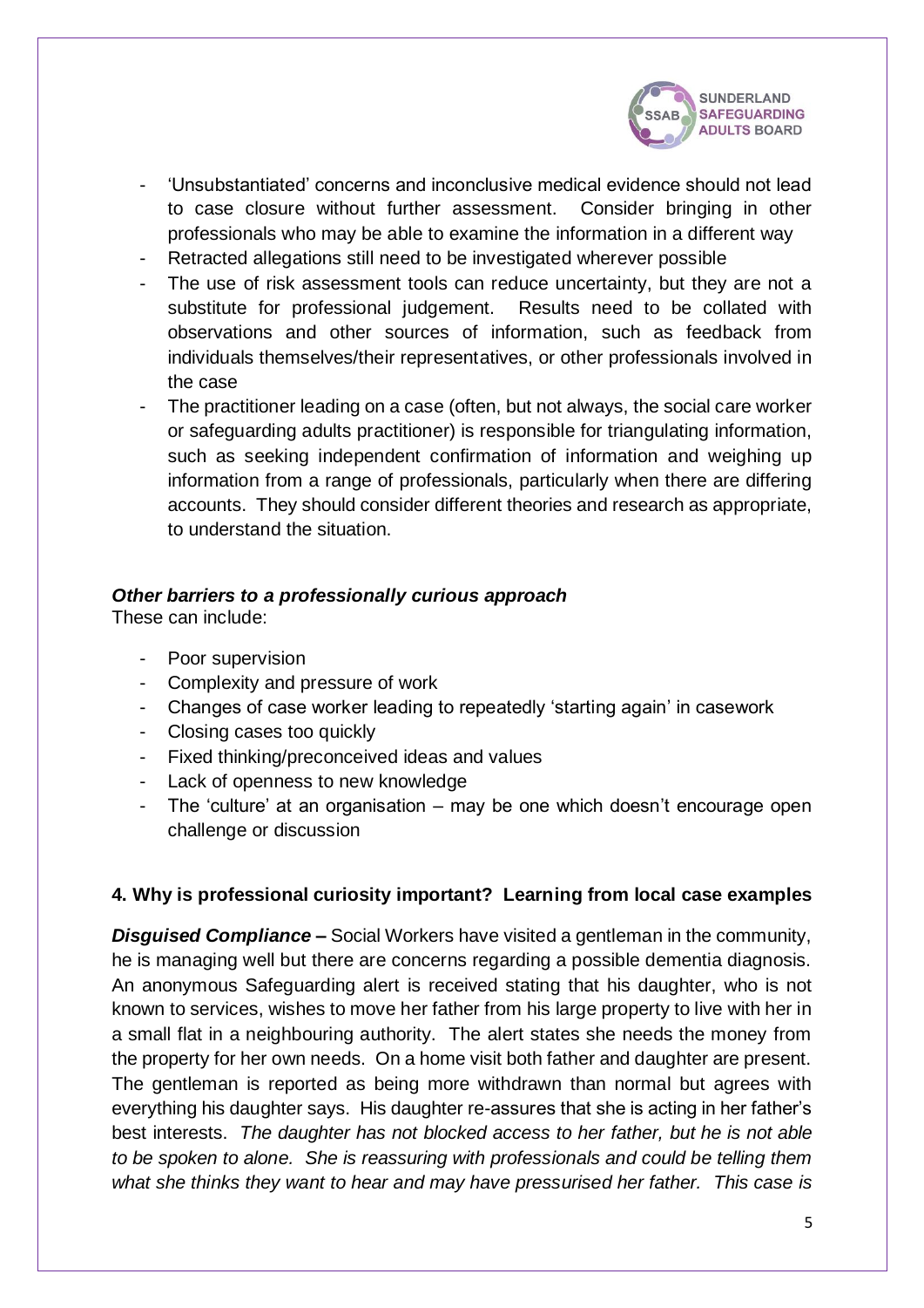- 'Unsubstantiated' concerns and inconclusive medical evidence should not lead to case closure without further assessment. Consider bringing in other professionals who may be able to examine the information in a different way
- Retracted allegations still need to be investigated wherever possible
- The use of risk assessment tools can reduce uncertainty, but they are not a substitute for professional judgement. Results need to be collated with observations and other sources of information, such as feedback from individuals themselves/their representatives, or other professionals involved in the case
- The practitioner leading on a case (often, but not always, the social care worker or safeguarding adults practitioner) is responsible for triangulating information, such as seeking independent confirmation of information and weighing up information from a range of professionals, particularly when there are differing accounts. They should consider different theories and research as appropriate, to understand the situation.

***Other barriers to a professionally curious approach***

These can include:

- Poor supervision
- Complexity and pressure of work
- Changes of case worker leading to repeatedly 'starting again' in casework
- Closing cases too quickly
- Fixed thinking/preconceived ideas and values
- Lack of openness to new knowledge
- The 'culture' at an organisation – may be one which doesn't encourage open challenge or discussion

### 4. Why is professional curiosity important? Learning from local case examples

***Disguised Compliance –*** Social Workers have visited a gentleman in the community, he is managing well but there are concerns regarding a possible dementia diagnosis. An anonymous Safeguarding alert is received stating that his daughter, who is not known to services, wishes to move her father from his large property to live with her in a small flat in a neighbouring authority. The alert states she needs the money from the property for her own needs. On a home visit both father and daughter are present. The gentleman is reported as being more withdrawn than normal but agrees with everything his daughter says. His daughter re-assures that she is acting in her father's best interests. *The daughter has not blocked access to her father, but he is not able to be spoken to alone. She is reassuring with professionals and could be telling them what she thinks they want to hear and may have pressurised her father. This case is*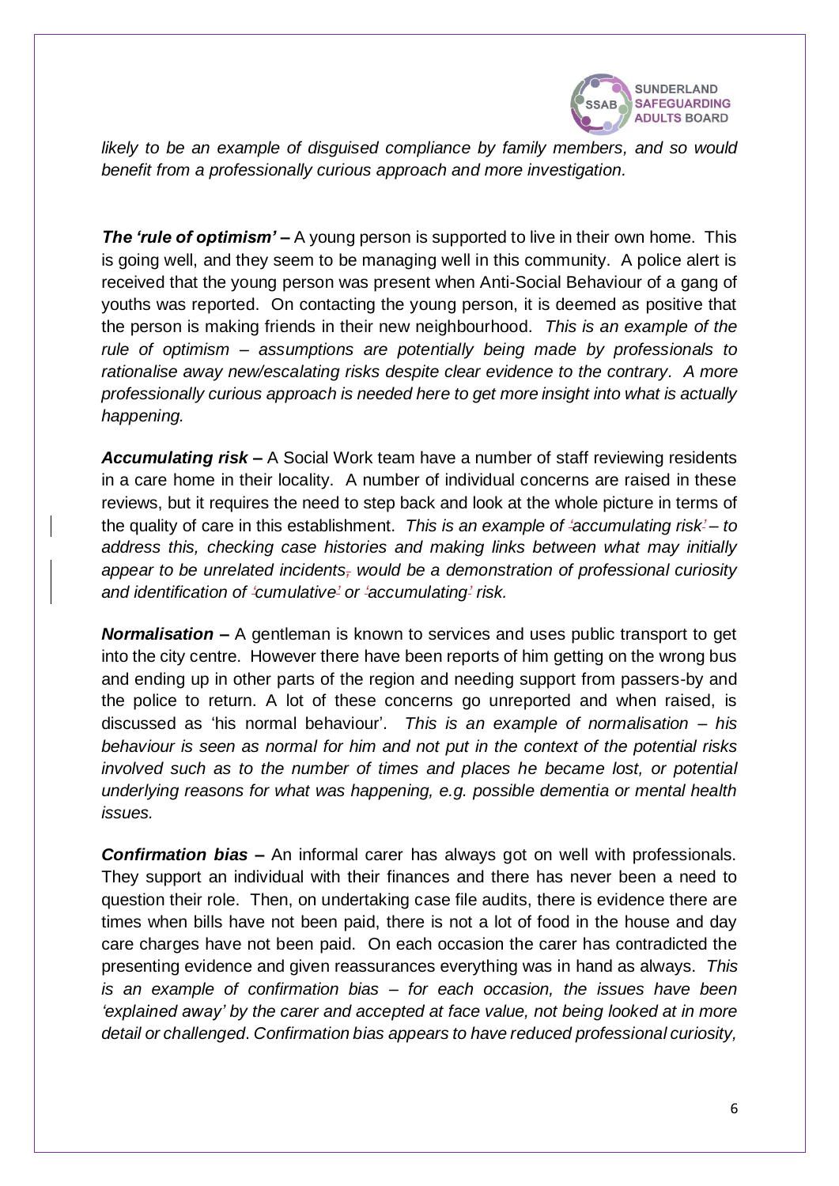*likely to be an example of disguised compliance by family members, and so would benefit from a professionally curious approach and more investigation.*

***The 'rule of optimism'* –** A young person is supported to live in their own home. This is going well, and they seem to be managing well in this community. A police alert is received that the young person was present when Anti-Social Behaviour of a gang of youths was reported. On contacting the young person, it is deemed as positive that the person is making friends in their new neighbourhood. *This is an example of the rule of optimism – assumptions are potentially being made by professionals to rationalise away new/escalating risks despite clear evidence to the contrary. A more professionally curious approach is needed here to get more insight into what is actually happening.*

***Accumulating risk* –** A Social Work team have a number of staff reviewing residents in a care home in their locality. A number of individual concerns are raised in these reviews, but it requires the need to step back and look at the whole picture in terms of the quality of care in this establishment. *This is an example of 'accumulating risk' – to address this, checking case histories and making links between what may initially appear to be unrelated incidents would be a demonstration of professional curiosity and identification of 'cumulative' or 'accumulating' risk.*

***Normalisation* –** A gentleman is known to services and uses public transport to get into the city centre. However there have been reports of him getting on the wrong bus and ending up in other parts of the region and needing support from passers-by and the police to return. A lot of these concerns go unreported and when raised, is discussed as 'his normal behaviour'. *This is an example of normalisation – his behaviour is seen as normal for him and not put in the context of the potential risks involved such as to the number of times and places he became lost, or potential underlying reasons for what was happening, e.g. possible dementia or mental health issues.*

***Confirmation bias* –** An informal carer has always got on well with professionals. They support an individual with their finances and there has never been a need to question their role. Then, on undertaking case file audits, there is evidence there are times when bills have not been paid, there is not a lot of food in the house and day care charges have not been paid. On each occasion the carer has contradicted the presenting evidence and given reassurances everything was in hand as always. *This is an example of confirmation bias – for each occasion, the issues have been 'explained away' by the carer and accepted at face value, not being looked at in more detail or challenged. Confirmation bias appears to have reduced professional curiosity,*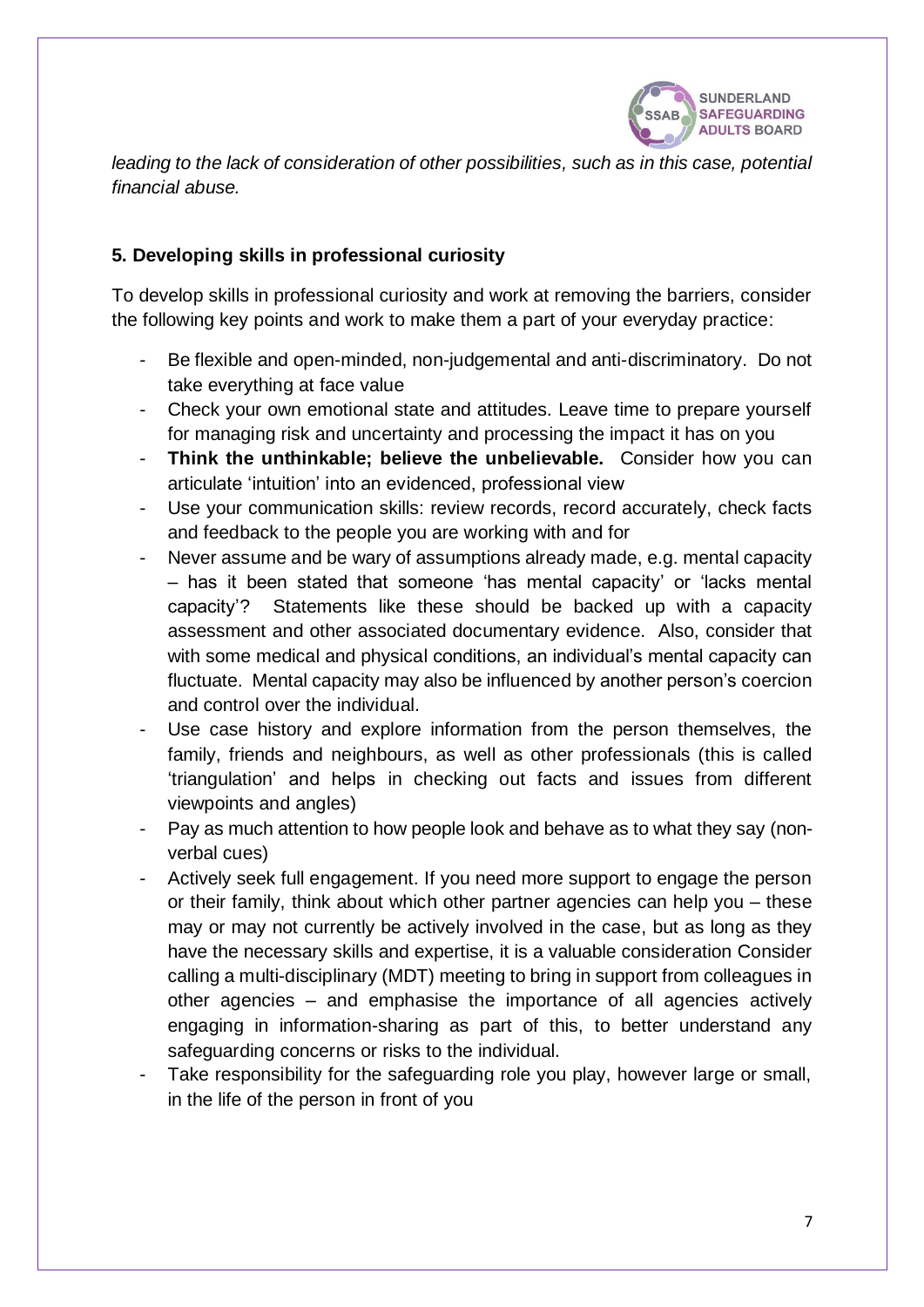*leading to the lack of consideration of other possibilities, such as in this case, potential financial abuse.*

## 5. Developing skills in professional curiosity

To develop skills in professional curiosity and work at removing the barriers, consider the following key points and work to make them a part of your everyday practice:

- Be flexible and open-minded, non-judgemental and anti-discriminatory. Do not take everything at face value
- Check your own emotional state and attitudes. Leave time to prepare yourself for managing risk and uncertainty and processing the impact it has on you
- **Think the unthinkable; believe the unbelievable.** Consider how you can articulate 'intuition' into an evidenced, professional view
- Use your communication skills: review records, record accurately, check facts and feedback to the people you are working with and for
- Never assume and be wary of assumptions already made, e.g. mental capacity – has it been stated that someone 'has mental capacity' or 'lacks mental capacity'? Statements like these should be backed up with a capacity assessment and other associated documentary evidence. Also, consider that with some medical and physical conditions, an individual's mental capacity can fluctuate. Mental capacity may also be influenced by another person's coercion and control over the individual.
- Use case history and explore information from the person themselves, the family, friends and neighbours, as well as other professionals (this is called 'triangulation' and helps in checking out facts and issues from different viewpoints and angles)
- Pay as much attention to how people look and behave as to what they say (non-verbal cues)
- Actively seek full engagement. If you need more support to engage the person or their family, think about which other partner agencies can help you – these may or may not currently be actively involved in the case, but as long as they have the necessary skills and expertise, it is a valuable consideration Consider calling a multi-disciplinary (MDT) meeting to bring in support from colleagues in other agencies – and emphasise the importance of all agencies actively engaging in information-sharing as part of this, to better understand any safeguarding concerns or risks to the individual.
- Take responsibility for the safeguarding role you play, however large or small, in the life of the person in front of you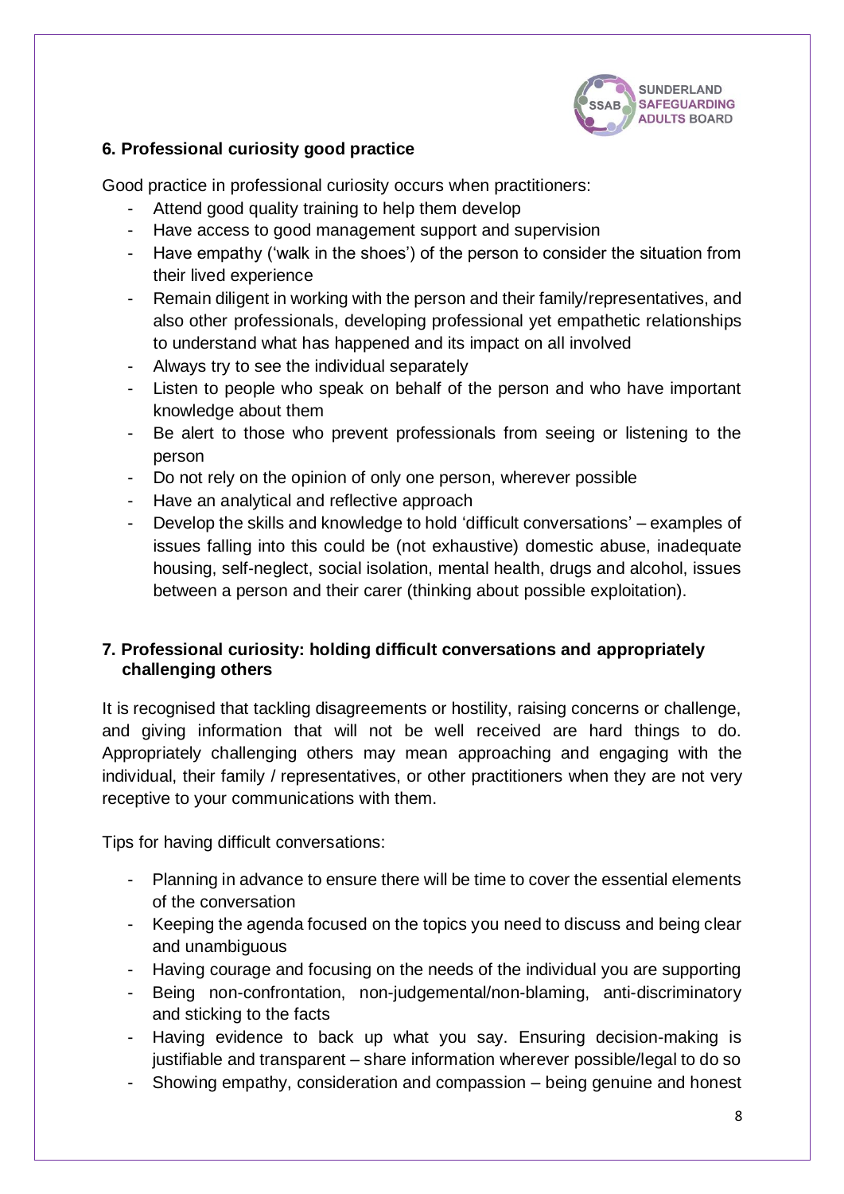## 6. Professional curiosity good practice

Good practice in professional curiosity occurs when practitioners:

- Attend good quality training to help them develop
- Have access to good management support and supervision
- Have empathy ('walk in the shoes') of the person to consider the situation from their lived experience
- Remain diligent in working with the person and their family/representatives, and also other professionals, developing professional yet empathetic relationships to understand what has happened and its impact on all involved
- Always try to see the individual separately
- Listen to people who speak on behalf of the person and who have important knowledge about them
- Be alert to those who prevent professionals from seeing or listening to the person
- Do not rely on the opinion of only one person, wherever possible
- Have an analytical and reflective approach
- Develop the skills and knowledge to hold 'difficult conversations' – examples of issues falling into this could be (not exhaustive) domestic abuse, inadequate housing, self-neglect, social isolation, mental health, drugs and alcohol, issues between a person and their carer (thinking about possible exploitation).

## 7. Professional curiosity: holding difficult conversations and appropriately challenging others

It is recognised that tackling disagreements or hostility, raising concerns or challenge, and giving information that will not be well received are hard things to do. Appropriately challenging others may mean approaching and engaging with the individual, their family / representatives, or other practitioners when they are not very receptive to your communications with them.

Tips for having difficult conversations:

- Planning in advance to ensure there will be time to cover the essential elements of the conversation
- Keeping the agenda focused on the topics you need to discuss and being clear and unambiguous
- Having courage and focusing on the needs of the individual you are supporting
- Being non-confrontation, non-judgemental/non-blaming, anti-discriminatory and sticking to the facts
- Having evidence to back up what you say. Ensuring decision-making is justifiable and transparent – share information wherever possible/legal to do so
- Showing empathy, consideration and compassion – being genuine and honest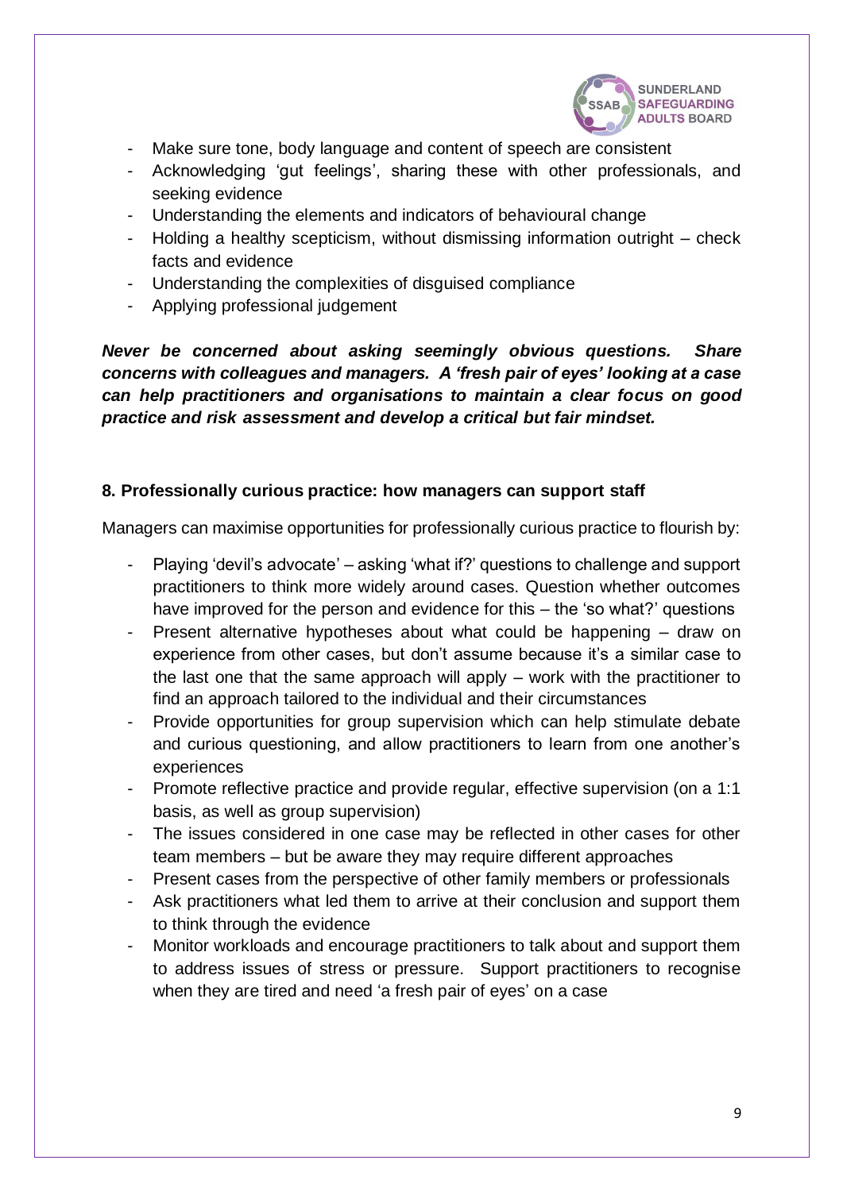- Make sure tone, body language and content of speech are consistent
- Acknowledging 'gut feelings', sharing these with other professionals, and seeking evidence
- Understanding the elements and indicators of behavioural change
- Holding a healthy scepticism, without dismissing information outright – check facts and evidence
- Understanding the complexities of disguised compliance
- Applying professional judgement

***Never be concerned about asking seemingly obvious questions. Share concerns with colleagues and managers. A 'fresh pair of eyes' looking at a case can help practitioners and organisations to maintain a clear focus on good practice and risk assessment and develop a critical but fair mindset.***

## 8. Professionally curious practice: how managers can support staff

Managers can maximise opportunities for professionally curious practice to flourish by:

- Playing 'devil's advocate' – asking 'what if?' questions to challenge and support practitioners to think more widely around cases. Question whether outcomes have improved for the person and evidence for this – the 'so what?' questions
- Present alternative hypotheses about what could be happening – draw on experience from other cases, but don't assume because it's a similar case to the last one that the same approach will apply – work with the practitioner to find an approach tailored to the individual and their circumstances
- Provide opportunities for group supervision which can help stimulate debate and curious questioning, and allow practitioners to learn from one another's experiences
- Promote reflective practice and provide regular, effective supervision (on a 1:1 basis, as well as group supervision)
- The issues considered in one case may be reflected in other cases for other team members – but be aware they may require different approaches
- Present cases from the perspective of other family members or professionals
- Ask practitioners what led them to arrive at their conclusion and support them to think through the evidence
- Monitor workloads and encourage practitioners to talk about and support them to address issues of stress or pressure. Support practitioners to recognise when they are tired and need 'a fresh pair of eyes' on a case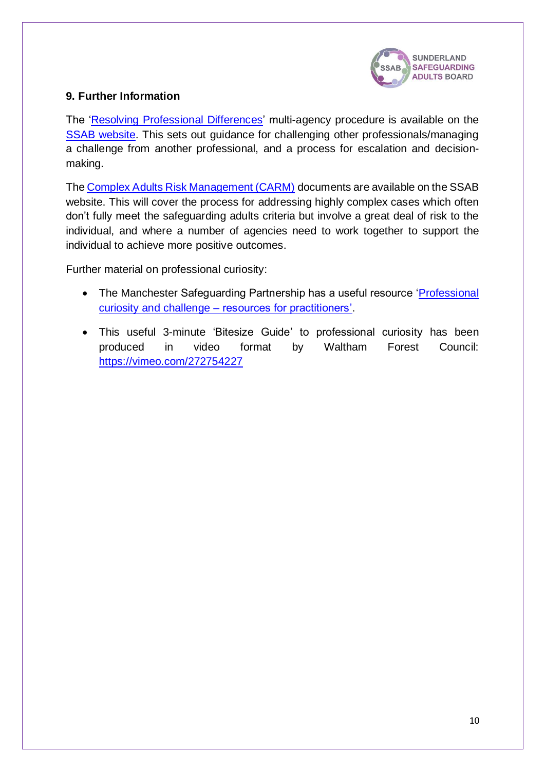## 9. Further Information

The 'Resolving Professional Differences' multi-agency procedure is available on the SSAB website. This sets out guidance for challenging other professionals/managing a challenge from another professional, and a process for escalation and decision-making.

The Complex Adults Risk Management (CARM) documents are available on the SSAB website. This will cover the process for addressing highly complex cases which often don't fully meet the safeguarding adults criteria but involve a great deal of risk to the individual, and where a number of agencies need to work together to support the individual to achieve more positive outcomes.

Further material on professional curiosity:

- The Manchester Safeguarding Partnership has a useful resource 'Professional curiosity and challenge – resources for practitioners'.
- This useful 3-minute 'Bitesize Guide' to professional curiosity has been produced in video format by Waltham Forest Council: https://vimeo.com/272754227